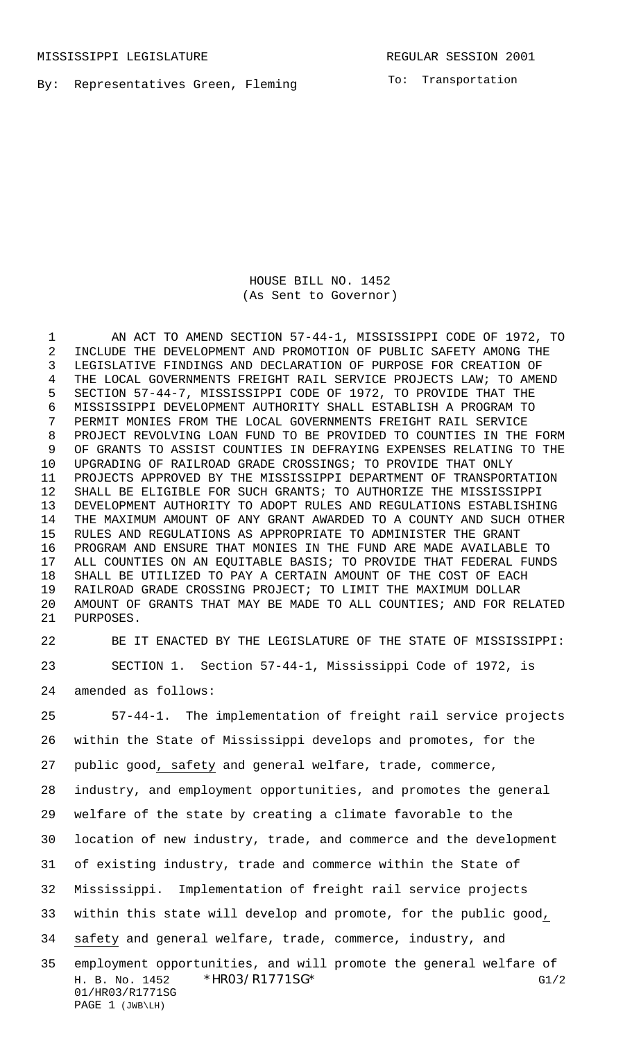MISSISSIPPI LEGISLATURE REGULAR SESSION 2001

By: Representatives Green, Fleming

To: Transportation

# HOUSE BILL NO. 1452
(As Sent to Governor)

AN ACT TO AMEND SECTION 57-44-1, MISSISSIPPI CODE OF 1972, TO INCLUDE THE DEVELOPMENT AND PROMOTION OF PUBLIC SAFETY AMONG THE LEGISLATIVE FINDINGS AND DECLARATION OF PURPOSE FOR CREATION OF THE LOCAL GOVERNMENTS FREIGHT RAIL SERVICE PROJECTS LAW; TO AMEND SECTION 57-44-7, MISSISSIPPI CODE OF 1972, TO PROVIDE THAT THE MISSISSIPPI DEVELOPMENT AUTHORITY SHALL ESTABLISH A PROGRAM TO PERMIT MONIES FROM THE LOCAL GOVERNMENTS FREIGHT RAIL SERVICE PROJECT REVOLVING LOAN FUND TO BE PROVIDED TO COUNTIES IN THE FORM OF GRANTS TO ASSIST COUNTIES IN DEFRAYING EXPENSES RELATING TO THE UPGRADING OF RAILROAD GRADE CROSSINGS; TO PROVIDE THAT ONLY PROJECTS APPROVED BY THE MISSISSIPPI DEPARTMENT OF TRANSPORTATION SHALL BE ELIGIBLE FOR SUCH GRANTS; TO AUTHORIZE THE MISSISSIPPI DEVELOPMENT AUTHORITY TO ADOPT RULES AND REGULATIONS ESTABLISHING THE MAXIMUM AMOUNT OF ANY GRANT AWARDED TO A COUNTY AND SUCH OTHER RULES AND REGULATIONS AS APPROPRIATE TO ADMINISTER THE GRANT PROGRAM AND ENSURE THAT MONIES IN THE FUND ARE MADE AVAILABLE TO ALL COUNTIES ON AN EQUITABLE BASIS; TO PROVIDE THAT FEDERAL FUNDS SHALL BE UTILIZED TO PAY A CERTAIN AMOUNT OF THE COST OF EACH RAILROAD GRADE CROSSING PROJECT; TO LIMIT THE MAXIMUM DOLLAR AMOUNT OF GRANTS THAT MAY BE MADE TO ALL COUNTIES; AND FOR RELATED PURPOSES.

BE IT ENACTED BY THE LEGISLATURE OF THE STATE OF MISSISSIPPI:

SECTION 1. Section 57-44-1, Mississippi Code of 1972, is amended as follows:

57-44-1. The implementation of freight rail service projects within the State of Mississippi develops and promotes, for the public good, safety and general welfare, trade, commerce, industry, and employment opportunities, and promotes the general welfare of the state by creating a climate favorable to the location of new industry, trade, and commerce and the development of existing industry, trade and commerce within the State of Mississippi. Implementation of freight rail service projects within this state will develop and promote, for the public good, safety and general welfare, trade, commerce, industry, and employment opportunities, and will promote the general welfare of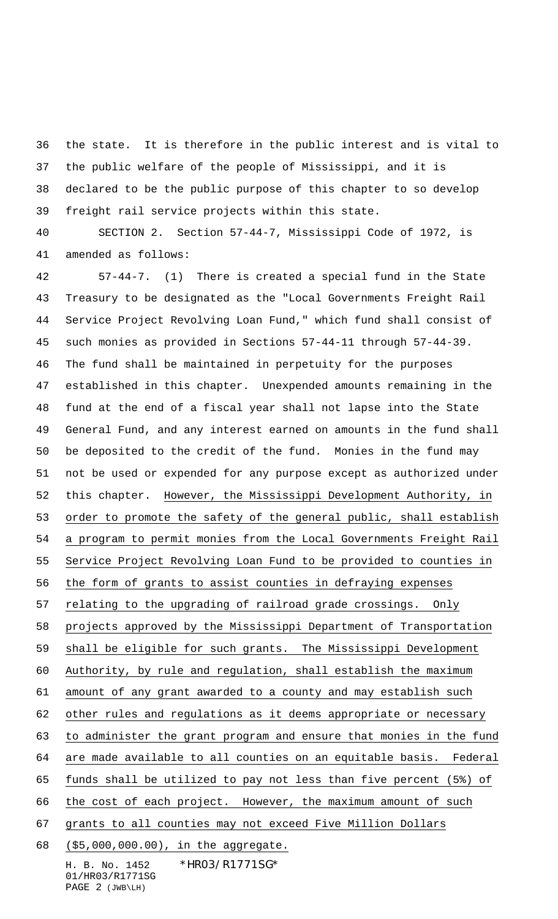the state. It is therefore in the public interest and is vital to the public welfare of the people of Mississippi, and it is declared to be the public purpose of this chapter to so develop freight rail service projects within this state.

SECTION 2. Section 57-44-7, Mississippi Code of 1972, is amended as follows:

57-44-7. (1) There is created a special fund in the State Treasury to be designated as the "Local Governments Freight Rail Service Project Revolving Loan Fund," which fund shall consist of such monies as provided in Sections 57-44-11 through 57-44-39. The fund shall be maintained in perpetuity for the purposes established in this chapter. Unexpended amounts remaining in the fund at the end of a fiscal year shall not lapse into the State General Fund, and any interest earned on amounts in the fund shall be deposited to the credit of the fund. Monies in the fund may not be used or expended for any purpose except as authorized under this chapter. <u>However, the Mississippi Development Authority, in order to promote the safety of the general public, shall establish a program to permit monies from the Local Governments Freight Rail Service Project Revolving Loan Fund to be provided to counties in the form of grants to assist counties in defraying expenses relating to the upgrading of railroad grade crossings. Only projects approved by the Mississippi Department of Transportation shall be eligible for such grants. The Mississippi Development Authority, by rule and regulation, shall establish the maximum amount of any grant awarded to a county and may establish such other rules and regulations as it deems appropriate or necessary to administer the grant program and ensure that monies in the fund are made available to all counties on an equitable basis. Federal funds shall be utilized to pay not less than five percent (5%) of the cost of each project. However, the maximum amount of such grants to all counties may not exceed Five Million Dollars ($5,000,000.00), in the aggregate.</u>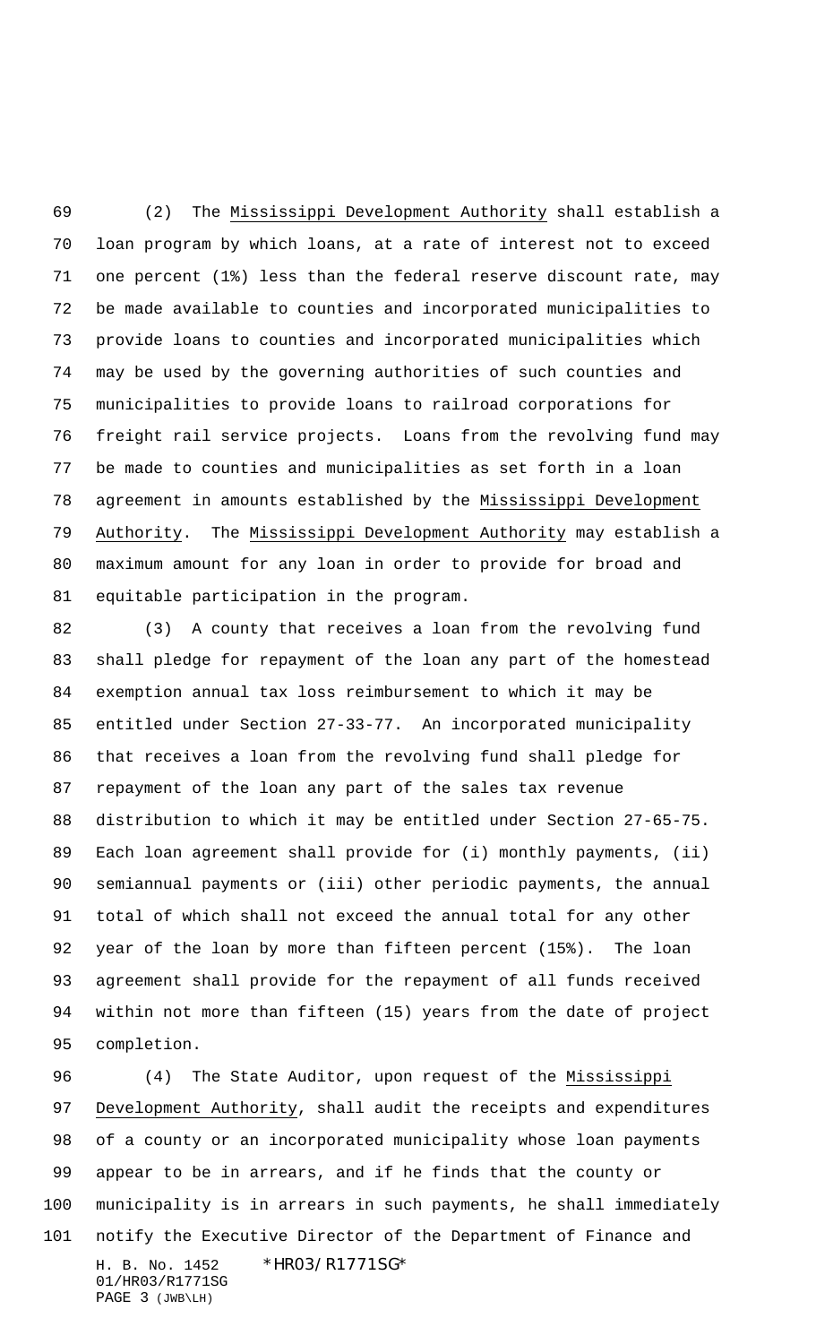(2) The Mississippi Development Authority shall establish a loan program by which loans, at a rate of interest not to exceed one percent (1%) less than the federal reserve discount rate, may be made available to counties and incorporated municipalities to provide loans to counties and incorporated municipalities which may be used by the governing authorities of such counties and municipalities to provide loans to railroad corporations for freight rail service projects. Loans from the revolving fund may be made to counties and municipalities as set forth in a loan agreement in amounts established by the Mississippi Development Authority. The Mississippi Development Authority may establish a maximum amount for any loan in order to provide for broad and equitable participation in the program.

(3) A county that receives a loan from the revolving fund shall pledge for repayment of the loan any part of the homestead exemption annual tax loss reimbursement to which it may be entitled under Section 27-33-77. An incorporated municipality that receives a loan from the revolving fund shall pledge for repayment of the loan any part of the sales tax revenue distribution to which it may be entitled under Section 27-65-75. Each loan agreement shall provide for (i) monthly payments, (ii) semiannual payments or (iii) other periodic payments, the annual total of which shall not exceed the annual total for any other year of the loan by more than fifteen percent (15%). The loan agreement shall provide for the repayment of all funds received within not more than fifteen (15) years from the date of project completion.

(4) The State Auditor, upon request of the Mississippi Development Authority, shall audit the receipts and expenditures of a county or an incorporated municipality whose loan payments appear to be in arrears, and if he finds that the county or municipality is in arrears in such payments, he shall immediately notify the Executive Director of the Department of Finance and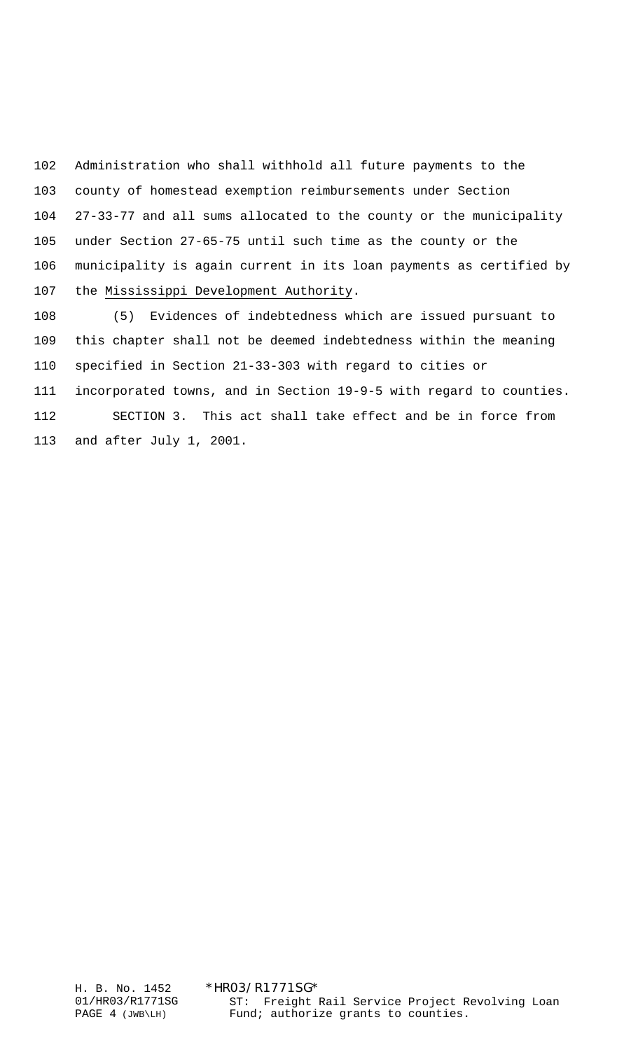Administration who shall withhold all future payments to the county of homestead exemption reimbursements under Section 27-33-77 and all sums allocated to the county or the municipality under Section 27-65-75 until such time as the county or the municipality is again current in its loan payments as certified by the Mississippi Development Authority.

(5) Evidences of indebtedness which are issued pursuant to this chapter shall not be deemed indebtedness within the meaning specified in Section 21-33-303 with regard to cities or incorporated towns, and in Section 19-9-5 with regard to counties.

SECTION 3. This act shall take effect and be in force from and after July 1, 2001.

H. B. No. 1452 *HR03/R1771SG*
01/HR03/R1771SG ST: Freight Rail Service Project Revolving Loan Fund; authorize grants to counties.